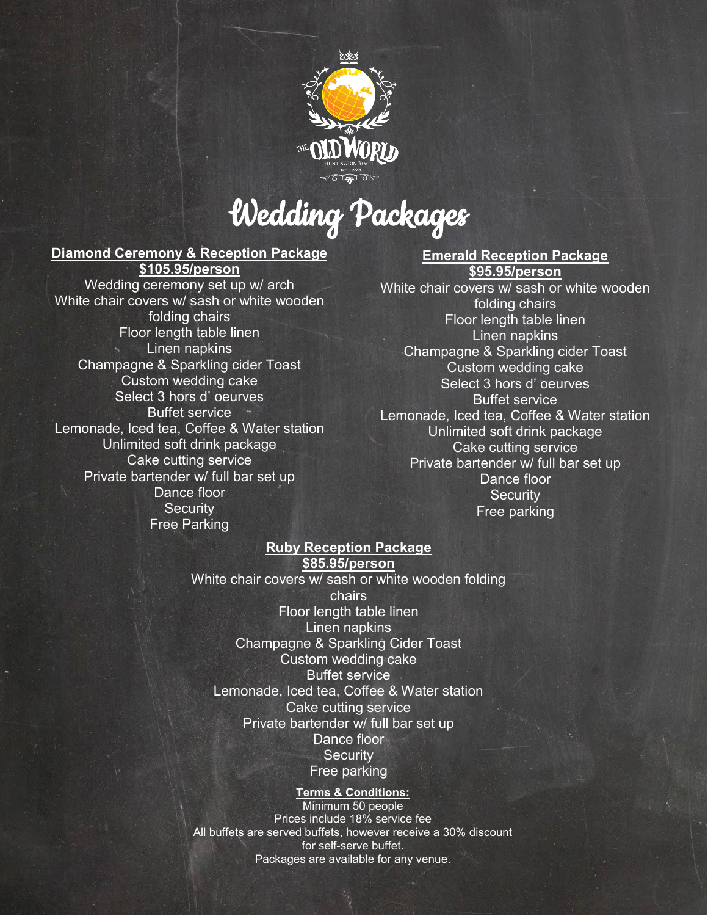# Wedding Packages

## Diamond Ceremony & Reception Package

**$105.95/person**

Wedding ceremony set up w/ arch
White chair covers w/ sash or white wooden folding chairs
Floor length table linen
Linen napkins
Champagne & Sparkling cider Toast
Custom wedding cake
Select 3 hors d' oeurves
Buffet service
Lemonade, Iced tea, Coffee & Water station
Unlimited soft drink package
Cake cutting service
Private bartender w/ full bar set up
Dance floor
Security
Free Parking

## Emerald Reception Package

**$95.95/person**

White chair covers w/ sash or white wooden folding chairs
Floor length table linen
Linen napkins
Champagne & Sparkling cider Toast
Custom wedding cake
Select 3 hors d' oeurves
Buffet service
Lemonade, Iced tea, Coffee & Water station
Unlimited soft drink package
Cake cutting service
Private bartender w/ full bar set up
Dance floor
Security
Free parking

## Ruby Reception Package

**$85.95/person**

White chair covers w/ sash or white wooden folding chairs
Floor length table linen
Linen napkins
Champagne & Sparkling Cider Toast
Custom wedding cake
Buffet service
Lemonade, Iced tea, Coffee & Water station
Cake cutting service
Private bartender w/ full bar set up
Dance floor
Security
Free parking

**Terms & Conditions:**

Minimum 50 people
Prices include 18% service fee
All buffets are served buffets, however receive a 30% discount for self-serve buffet.
Packages are available for any venue.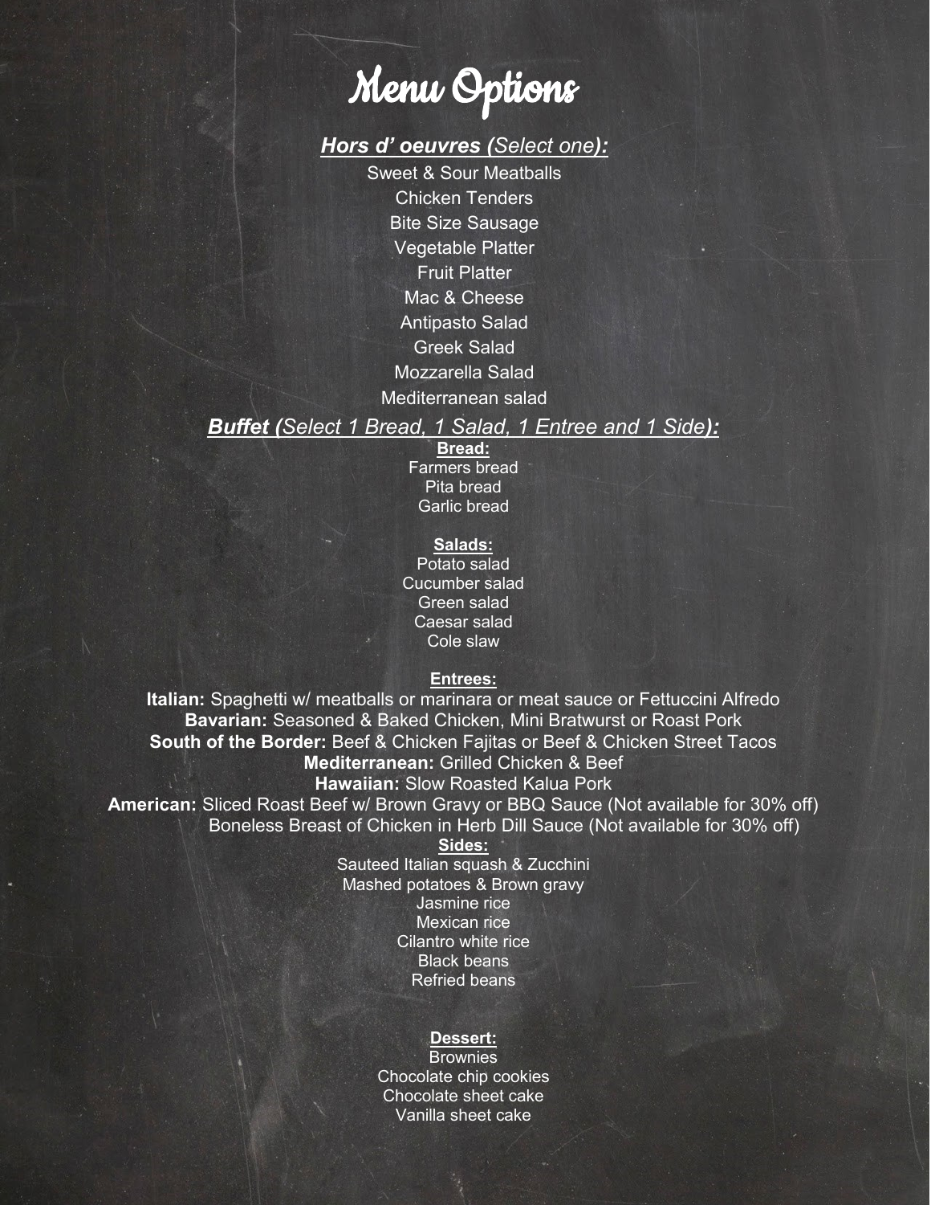# Menu Options

***Hors d' oeuvres** (Select one):*

Sweet & Sour Meatballs
Chicken Tenders
Bite Size Sausage
Vegetable Platter
Fruit Platter
Mac & Cheese
Antipasto Salad
Greek Salad
Mozzarella Salad
Mediterranean salad

***Buffet** (Select 1 Bread, 1 Salad, 1 Entree and 1 Side):*

**Bread:**

Farmers bread
Pita bread
Garlic bread

**Salads:**

Potato salad
Cucumber salad
Green salad
Caesar salad
Cole slaw

**Entrees:**

**Italian:** Spaghetti w/ meatballs or marinara or meat sauce or Fettuccini Alfredo
**Bavarian:** Seasoned & Baked Chicken, Mini Bratwurst or Roast Pork
**South of the Border:** Beef & Chicken Fajitas or Beef & Chicken Street Tacos
**Mediterranean:** Grilled Chicken & Beef
**Hawaiian:** Slow Roasted Kalua Pork
**American:** Sliced Roast Beef w/ Brown Gravy or BBQ Sauce (Not available for 30% off)
Boneless Breast of Chicken in Herb Dill Sauce (Not available for 30% off)

**Sides:**

Sauteed Italian squash & Zucchini
Mashed potatoes & Brown gravy
Jasmine rice
Mexican rice
Cilantro white rice
Black beans
Refried beans

**Dessert:**

Brownies
Chocolate chip cookies
Chocolate sheet cake
Vanilla sheet cake